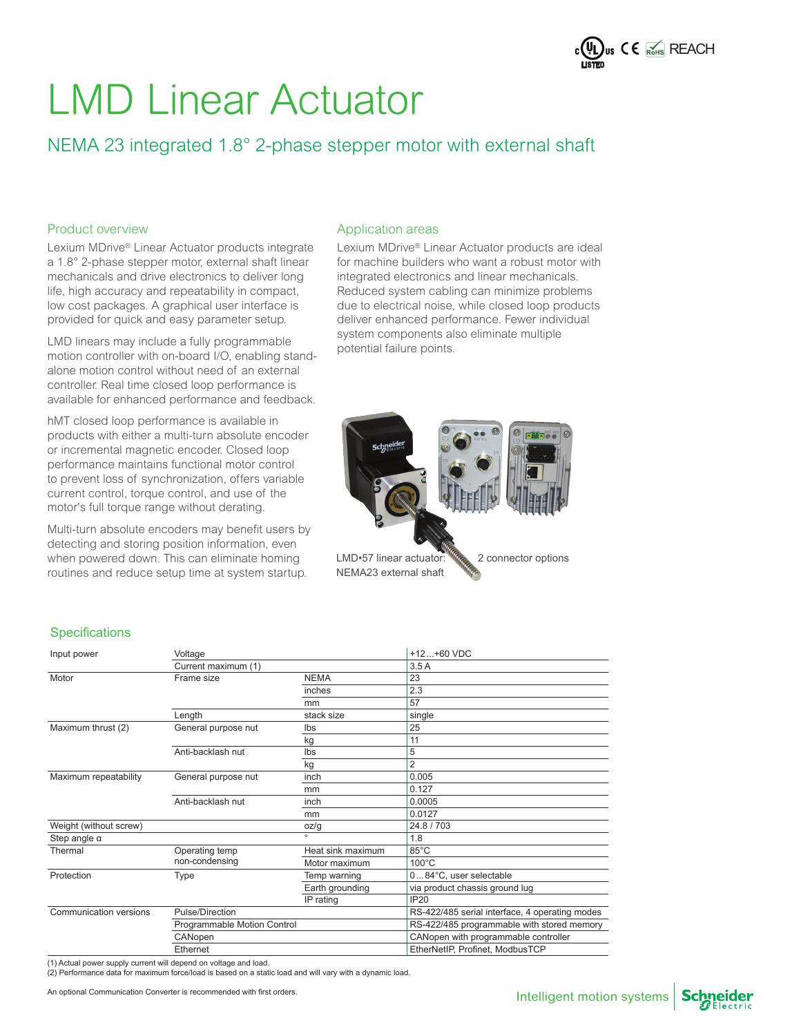# LMD Linear Actuator

## NEMA 23 integrated 1.8° 2-phase stepper motor with external shaft

### Product overview

Lexium MDrive® Linear Actuator products integrate a 1.8° 2-phase stepper motor, external shaft linear mechanicals and drive electronics to deliver long life, high accuracy and repeatability in compact, low cost packages. A graphical user interface is provided for quick and easy parameter setup.

LMD linears may include a fully programmable motion controller with on-board I/O, enabling stand-alone motion control without need of an external controller. Real time closed loop performance is available for enhanced performance and feedback.

hMT closed loop performance is available in products with either a multi-turn absolute encoder or incremental magnetic encoder. Closed loop performance maintains functional motor control to prevent loss of synchronization, offers variable current control, torque control, and use of the motor's full torque range without derating.

Multi-turn absolute encoders may benefit users by detecting and storing position information, even when powered down. This can eliminate homing routines and reduce setup time at system startup.

### Application areas

Lexium MDrive® Linear Actuator products are ideal for machine builders who want a robust motor with integrated electronics and linear mechanicals. Reduced system cabling can minimize problems due to electrical noise, while closed loop products deliver enhanced performance. Fewer individual system components also eliminate multiple potential failure points.

LMD•57 linear actuator: NEMA23 external shaft

2 connector options

### Specifications

| | | | |
|---|---|---|---|
| Input power | Voltage | | +12...+60 VDC |
| | Current maximum (1) | | 3.5 A |
| Motor | Frame size | NEMA | 23 |
| | | inches | 2.3 |
| | | mm | 57 |
| | Length | stack size | single |
| Maximum thrust (2) | General purpose nut | lbs | 25 |
| | | kg | 11 |
| | Anti-backlash nut | lbs | 5 |
| | | kg | 2 |
| Maximum repeatability | General purpose nut | inch | 0.005 |
| | | mm | 0.127 |
| | Anti-backlash nut | inch | 0.0005 |
| | | mm | 0.0127 |
| Weight (without screw) | | oz/g | 24.8 / 703 |
| Step angle α | | ° | 1.8 |
| Thermal | Operating temp non-condensing | Heat sink maximum | 85°C |
| | | Motor maximum | 100°C |
| Protection | Type | Temp warning | 0...84°C, user selectable |
| | | Earth grounding | via product chassis ground lug |
| | | IP rating | IP20 |
| Communication versions | Pulse/Direction | | RS-422/485 serial interface, 4 operating modes |
| | Programmable Motion Control | | RS-422/485 programmable with stored memory |
| | CANopen | | CANopen with programmable controller |
| | Ethernet | | EtherNetIP, Profinet, ModbusTCP |

(1) Actual power supply current will depend on voltage and load.
(2) Performance data for maximum force/load is based on a static load and will vary with a dynamic load.

An optional Communication Converter is recommended with first orders.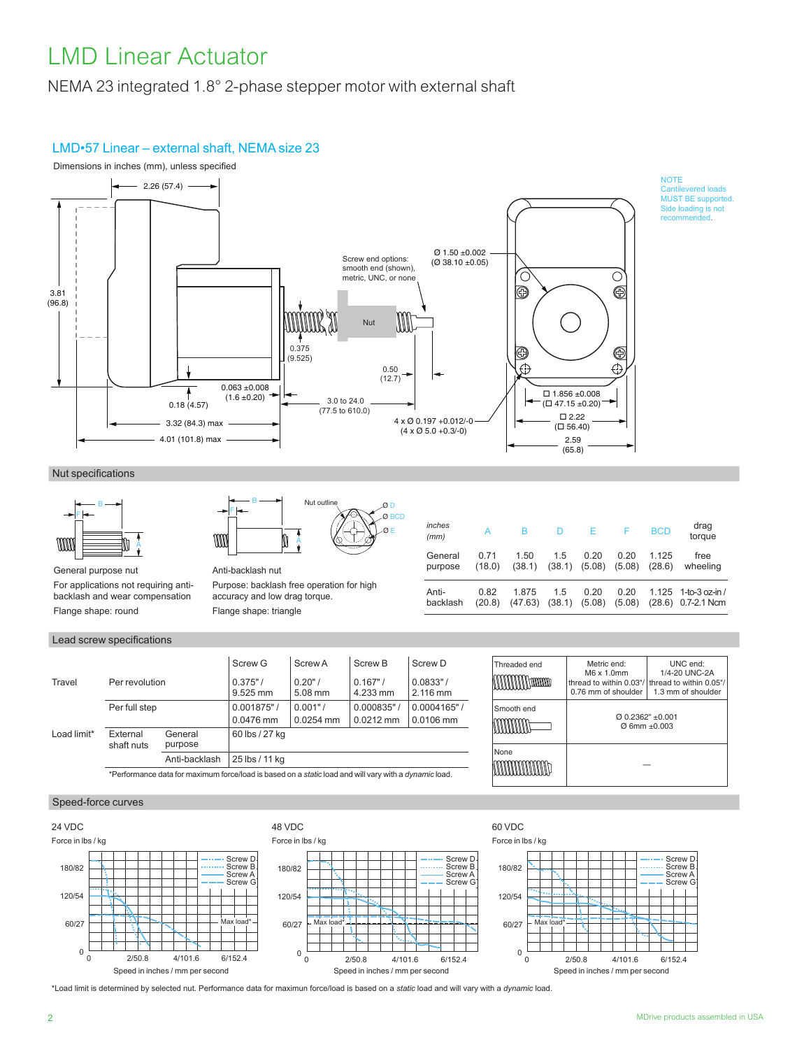# LMD Linear Actuator

NEMA 23 integrated 1.8° 2-phase stepper motor with external shaft

## LMD•57 Linear – external shaft, NEMA size 23

Dimensions in inches (mm), unless specified

NOTE
Cantilevered loads MUST BE supported. Side loading is not recommended.

2.26 (57.4)

3.81 (96.8)

Screw end options: smooth end (shown), metric, UNC, or none

Ø 1.50 ±0.002 (Ø 38.10 ±0.05)

Nut

0.375 (9.525)

0.50 (12.7)

0.063 ±0.008 (1.6 ±0.20)

0.18 (4.57)

3.0 to 24.0 (77.5 to 610.0)

3.32 (84.3) max

4.01 (101.8) max

4 x Ø 0.197 +0.012/-0 (4 x Ø 5.0 +0.3/-0)

☐ 1.856 ±0.008 (☐ 47.15 ±0.20)

☐ 2.22 (☐ 56.40)

2.59 (65.8)

## Nut specifications

General purpose nut
For applications not requiring anti-backlash and wear compensation
Flange shape: round

Anti-backlash nut
Purpose: backlash free operation for high accuracy and low drag torque.
Flange shape: triangle

Nut outline: Ø D, Ø BCD, Ø E

| *inches (mm)* | A | B | D | E | F | BCD | drag torque |
|---|---|---|---|---|---|---|---|
| General purpose | 0.71 (18.0) | 1.50 (38.1) | 1.5 (38.1) | 0.20 (5.08) | 0.20 (5.08) | 1.125 (28.6) | free wheeling |
| Anti-backlash | 0.82 (20.8) | 1.875 (47.63) | 1.5 (38.1) | 0.20 (5.08) | 0.20 (5.08) | 1.125 (28.6) | 1-to-3 oz-in / 0.7-2.1 Ncm |

## Lead screw specifications

| | | | Screw G | Screw A | Screw B | Screw D |
|---|---|---|---|---|---|---|
| Travel | Per revolution | | 0.375" / 9.525 mm | 0.20" / 5.08 mm | 0.167" / 4.233 mm | 0.0833" / 2.116 mm |
| | Per full step | | 0.001875" / 0.0476 mm | 0.001" / 0.0254 mm | 0.000835" / 0.0212 mm | 0.0004165" / 0.0106 mm |
| Load limit* | External shaft nuts | General purpose | 60 lbs / 27 kg | | | |
| | | Anti-backlash | 25 lbs / 11 kg | | | |

*Performance data for maximum force/load is based on a *static* load and will vary with a *dynamic* load.

| Screw end | Metric end | UNC end |
|---|---|---|
| Threaded end | M6 x 1.0mm thread to within 0.03"/ 0.76 mm of shoulder | 1/4-20 UNC-2A thread to within 0.05"/ 1.3 mm of shoulder |
| Smooth end | Ø 0.2362" ±0.001 Ø 6mm ±0.003 | |
| None | — | |

## Speed-force curves

24 VDC — Force in lbs / kg (180/82, 120/54, 60/27, 0); Speed in inches / mm per second (0, 2/50.8, 4/101.6, 6/152.4); Screw D, Screw B, Screw A, Screw G; Max load*

48 VDC — Force in lbs / kg (180/82, 120/54, 60/27, 0); Speed in inches / mm per second (0, 2/50.8, 4/101.6, 6/152.4); Screw D, Screw B, Screw A, Screw G; Max load*

60 VDC — Force in lbs / kg (180/82, 120/54, 60/27, 0); Speed in inches / mm per second (0, 2/50.8, 4/101.6, 6/152.4); Screw D, Screw B, Screw A, Screw G; Max load*

*Load limit is determined by selected nut. Performance data for maximun force/load is based on a *static* load and will vary with a *dynamic* load.

MDrive products assembled in USA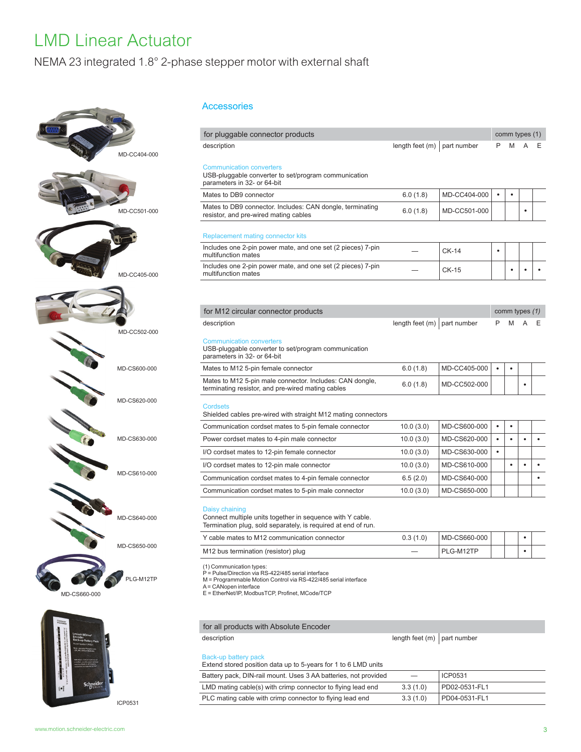# LMD Linear Actuator

NEMA 23 integrated 1.8° 2-phase stepper motor with external shaft

MD-CC404-000

MD-CC501-000

MD-CC405-000

MD-CC502-000

MD-CS600-000

MD-CS620-000

MD-CS630-000

MD-CS610-000

MD-CS640-000

MD-CS650-000

PLG-M12TP

MD-CS660-000

ICP0531

## Accessories

| for pluggable connector products | | | comm types (1) | | | |
|---|---|---|---|---|---|---|
| description | length feet (m) | part number | P | M | A | E |
| **Communication converters** USB-pluggable converter to set/program communication parameters in 32- or 64-bit | | | | | | |
| Mates to DB9 connector | 6.0 (1.8) | MD-CC404-000 | • | • | | |
| Mates to DB9 connector. Includes: CAN dongle, terminating resistor, and pre-wired mating cables | 6.0 (1.8) | MD-CC501-000 | | | • | |
| **Replacement mating connector kits** | | | | | | |
| Includes one 2-pin power mate, and one set (2 pieces) 7-pin multifunction mates | — | CK-14 | • | | | |
| Includes one 2-pin power mate, and one set (2 pieces) 7-pin multifunction mates | — | CK-15 | | • | • | • |

| for M12 circular connector products | | | comm types *(1)* | | | |
|---|---|---|---|---|---|---|
| description | length feet (m) | part number | P | M | A | E |
| **Communication converters** USB-pluggable converter to set/program communication parameters in 32- or 64-bit | | | | | | |
| Mates to M12 5-pin female connector | 6.0 (1.8) | MD-CC405-000 | • | • | | |
| Mates to M12 5-pin male connector. Includes: CAN dongle, terminating resistor, and pre-wired mating cables | 6.0 (1.8) | MD-CC502-000 | | | • | |
| **Cordsets** Shielded cables pre-wired with straight M12 mating connectors | | | | | | |
| Communication cordset mates to 5-pin female connector | 10.0 (3.0) | MD-CS600-000 | • | • | | |
| Power cordset mates to 4-pin male connector | 10.0 (3.0) | MD-CS620-000 | • | • | • | • |
| I/O cordset mates to 12-pin female connector | 10.0 (3.0) | MD-CS630-000 | • | | | |
| I/O cordset mates to 12-pin male connector | 10.0 (3.0) | MD-CS610-000 | | • | • | • |
| Communication cordset mates to 4-pin female connector | 6.5 (2.0) | MD-CS640-000 | | | | • |
| Communication cordset mates to 5-pin male connector | 10.0 (3.0) | MD-CS650-000 | | | | |
| **Daisy chaining** Connect multiple units together in sequence with Y cable. Termination plug, sold separately, is required at end of run. | | | | | | |
| Y cable mates to M12 communication connector | 0.3 (1.0) | MD-CS660-000 | | | • | |
| M12 bus termination (resistor) plug | — | PLG-M12TP | | | • | |

(1) Communication types:
P = Pulse/Direction via RS-422/485 serial interface
M = Programmable Motion Control via RS-422/485 serial interface
A = CANopen interface
E = EtherNet/IP, ModbusTCP, Profinet, MCode/TCP

| for all products with Absolute Encoder | | |
|---|---|---|
| description | length feet (m) | part number |
| **Back-up battery pack** Extend stored position data up to 5-years for 1 to 6 LMD units | | |
| Battery pack, DIN-rail mount. Uses 3 AA batteries, not provided | — | ICP0531 |
| LMD mating cable(s) with crimp connector to flying lead end | 3.3 (1.0) | PD02-0531-FL1 |
| PLC mating cable with crimp connector to flying lead end | 3.3 (1.0) | PD04-0531-FL1 |

www.motion.schneider-electric.com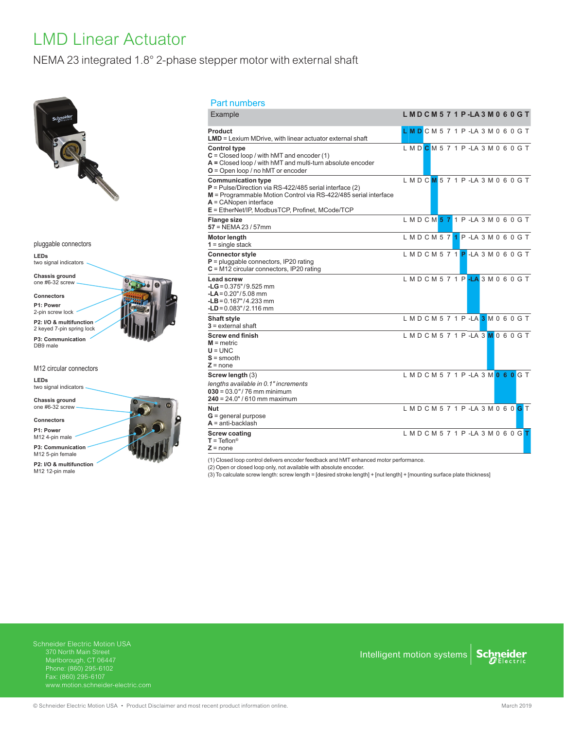# LMD Linear Actuator

NEMA 23 integrated 1.8° 2-phase stepper motor with external shaft

pluggable connectors

**LEDs**
two signal indicators

**Chassis ground**
one #6-32 screw

**Connectors**

**P1: Power**
2-pin screw lock

**P2: I/O & multifunction**
2 keyed 7-pin spring lock

**P3: Communication**
DB9 male

M12 circular connectors

**LEDs**
two signal indicators

**Chassis ground**
one #6-32 screw

**Connectors**

**P1: Power**
M12 4-pin male

**P3: Communication**
M12 5-pin female

**P2: I/O & multifunction**
M12 12-pin male

## Part numbers

| Example | LMDCM571P-LA3M060GT |
|---|---|
| **Product**<br>**LMD** = Lexium MDrive, with linear actuator external shaft | **LMD**CM571P-LA3M060GT |
| **Control type**<br>**C** = Closed loop / with hMT and encoder (1)<br>**A** = Closed loop / with hMT and multi-turn absolute encoder<br>**O** = Open loop / no hMT or encoder | LMD**C**M571P-LA3M060GT |
| **Communication type**<br>**P** = Pulse/Direction via RS-422/485 serial interface (2)<br>**M** = Programmable Motion Control via RS-422/485 serial interface<br>**A** = CANopen interface<br>**E** = EtherNet/IP, ModbusTCP, Profinet, MCode/TCP | LMDC**M**571P-LA3M060GT |
| **Flange size**<br>**57** = NEMA 23 / 57mm | LMDCM**57**1P-LA3M060GT |
| **Motor length**<br>**1** = single stack | LMDCM57**1**P-LA3M060GT |
| **Connector style**<br>**P** = pluggable connectors, IP20 rating<br>**C** = M12 circular connectors, IP20 rating | LMDCM571**P**-LA3M060GT |
| **Lead screw**<br>**-LG** = 0.375" / 9.525 mm<br>**-LA** = 0.20" / 5.08 mm<br>**-LB** = 0.167" / 4.233 mm<br>**-LD** = 0.083" / 2.116 mm | LMDCM571P**-LA**3M060GT |
| **Shaft style**<br>**3** = external shaft | LMDCM571P-LA**3**M060GT |
| **Screw end finish**<br>**M** = metric<br>**U** = UNC<br>**S** = smooth<br>**Z** = none | LMDCM571P-LA3**M**060GT |
| **Screw length** (3)<br>*lengths available in 0.1" increments*<br>**030** = 03.0" / 76 mm minimum<br>**240** = 24.0" / 610 mm maximum | LMDCM571P-LA3M**060**GT |
| **Nut**<br>**G** = general purpose<br>**A** = anti-backlash | LMDCM571P-LA3M060**G**T |
| **Screw coating**<br>**T** = Teflon®<br>**Z** = none | LMDCM571P-LA3M060G**T** |

(1) Closed loop control delivers encoder feedback and hMT enhanced motor performance.
(2) Open or closed loop only, not available with absolute encoder.
(3) To calculate screw length: screw length = [desired stroke length] + [nut length] + [mounting surface plate thickness]

Schneider Electric Motion USA
370 North Main Street
Marlborough, CT 06447
Phone: (860) 295-6102
Fax: (860) 295-6107
www.motion.schneider-electric.com

Intelligent motion systems | Schneider Electric

© Schneider Electric Motion USA • Product Disclaimer and most recent product information online.

March 2019